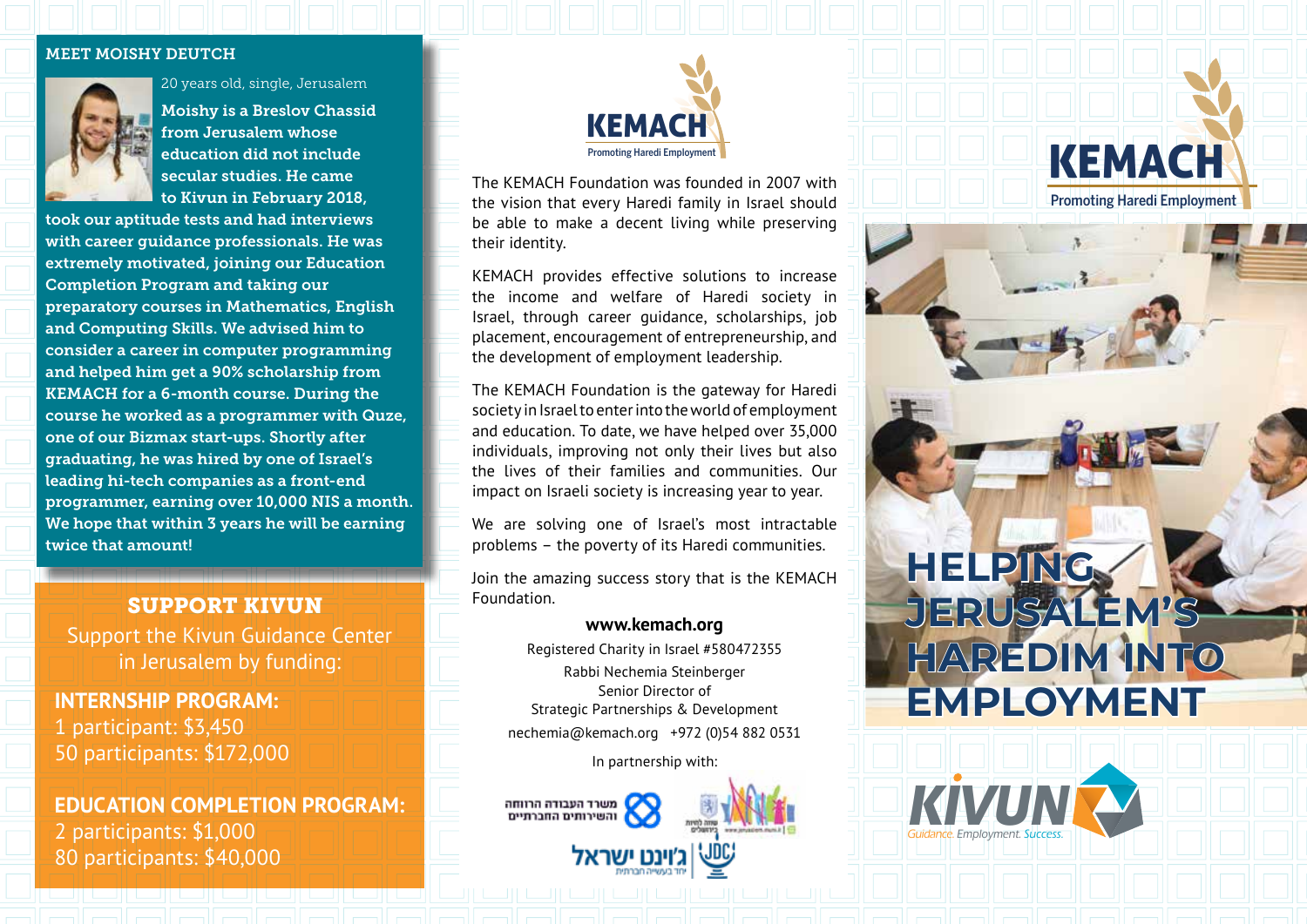## MEET MOISHY DEUTCH

20 years old, single, Jerusalem

**Moishy is a Breslov Chassid from Jerusalem whose education did not include secular studies. He came to Kivun in February 2018, took our aptitude tests and had interviews with career guidance professionals. He was extremely motivated, joining our Education Completion Program and taking our preparatory courses in Mathematics, English and Computing Skills. We advised him to consider a career in computer programming and helped him get a 90% scholarship from KEMACH for a 6-month course. During the course he worked as a programmer with Quze, one of our Bizmax start-ups. Shortly after graduating, he was hired by one of Israel's leading hi-tech companies as a front-end programmer, earning over 10,000 NIS a month. We hope that within 3 years he will be earning twice that amount!**

## SUPPORT KIVUN

Support the Kivun Guidance Center in Jerusalem by funding:

**INTERNSHIP PROGRAM:**
1 participant: $3,450
50 participants: $172,000

**EDUCATION COMPLETION PROGRAM:**
2 participants: $1,000
80 participants: $40,000

KEMACH
Promoting Haredi Employment

The KEMACH Foundation was founded in 2007 with the vision that every Haredi family in Israel should be able to make a decent living while preserving their identity.

KEMACH provides effective solutions to increase the income and welfare of Haredi society in Israel, through career guidance, scholarships, job placement, encouragement of entrepreneurship, and the development of employment leadership.

The KEMACH Foundation is the gateway for Haredi society in Israel to enter into the world of employment and education. To date, we have helped over 35,000 individuals, improving not only their lives but also the lives of their families and communities. Our impact on Israeli society is increasing year to year.

We are solving one of Israel's most intractable problems – the poverty of its Haredi communities.

Join the amazing success story that is the KEMACH Foundation.

**www.kemach.org**

Registered Charity in Israel #580472355

Rabbi Nechemia Steinberger
Senior Director of
Strategic Partnerships & Development

nechemia@kemach.org +972 (0)54 882 0531

In partnership with:

משרד העבודה הרווחה והשירותים החברתיים

ג'וינט ישראל

# KEMACH

Promoting Haredi Employment

# HELPING JERUSALEM'S HAREDIM INTO EMPLOYMENT

KIVUN
Guidance. Employment. Success.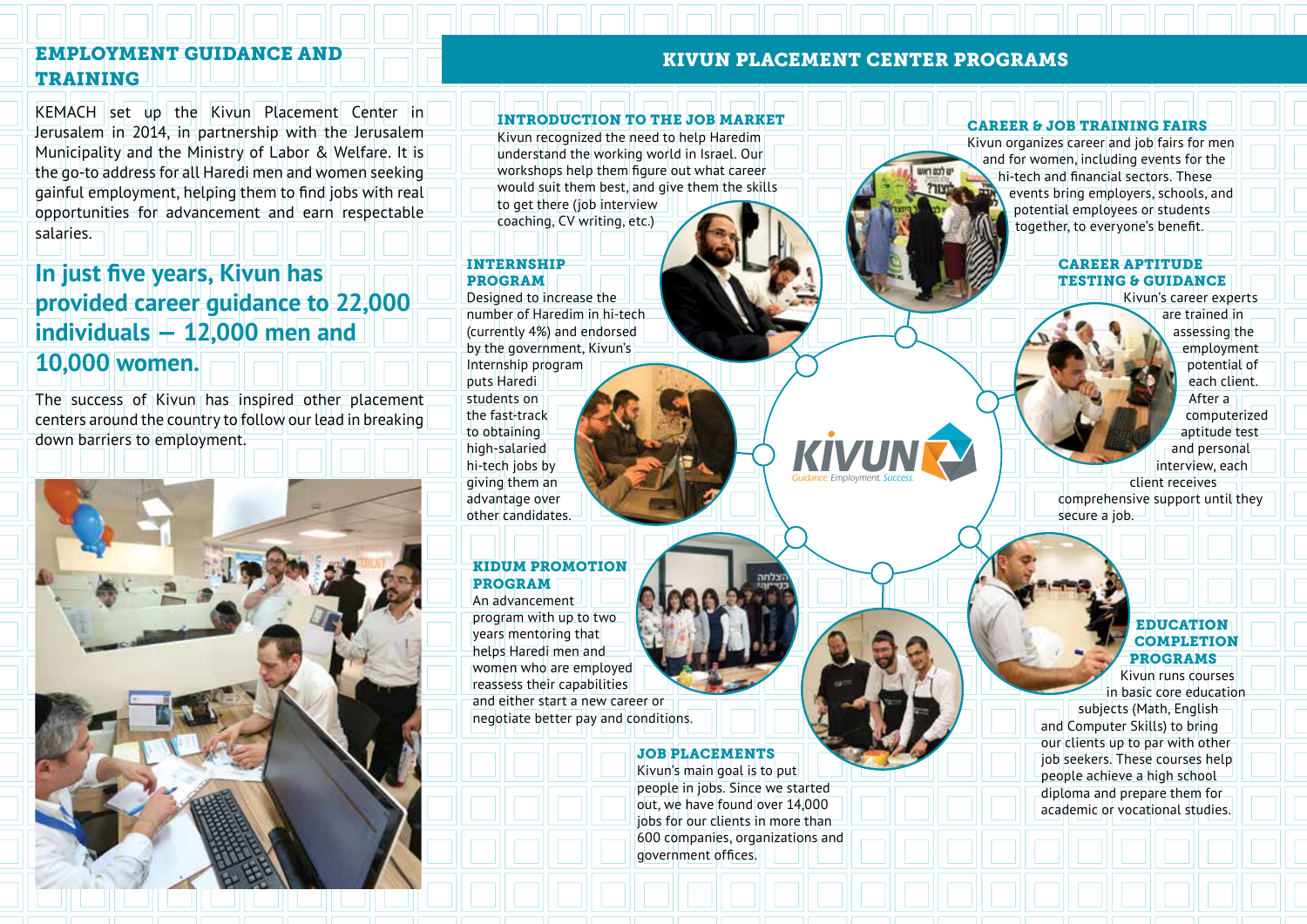## EMPLOYMENT GUIDANCE AND TRAINING

KEMACH set up the Kivun Placement Center in Jerusalem in 2014, in partnership with the Jerusalem Municipality and the Ministry of Labor & Welfare. It is the go-to address for all Haredi men and women seeking gainful employment, helping them to find jobs with real opportunities for advancement and earn respectable salaries.

**In just five years, Kivun has provided career guidance to 22,000 individuals – 12,000 men and 10,000 women.**

The success of Kivun has inspired other placement centers around the country to follow our lead in breaking down barriers to employment.

## KIVUN PLACEMENT CENTER PROGRAMS

### INTRODUCTION TO THE JOB MARKET

Kivun recognized the need to help Haredim understand the working world in Israel. Our workshops help them figure out what career would suit them best, and give them the skills to get there (job interview coaching, CV writing, etc.)

### INTERNSHIP PROGRAM

Designed to increase the number of Haredim in hi-tech (currently 4%) and endorsed by the government, Kivun's Internship program puts Haredi students on the fast-track to obtaining high-salaried hi-tech jobs by giving them an advantage over other candidates.

### KIDUM PROMOTION PROGRAM

An advancement program with up to two years mentoring that helps Haredi men and women who are employed reassess their capabilities and either start a new career or negotiate better pay and conditions.

### JOB PLACEMENTS

Kivun's main goal is to put people in jobs. Since we started out, we have found over 14,000 jobs for our clients in more than 600 companies, organizations and government offices.

### CAREER & JOB TRAINING FAIRS

Kivun organizes career and job fairs for men and for women, including events for the hi-tech and financial sectors. These events bring employers, schools, and potential employees or students together, to everyone's benefit.

### CAREER APTITUDE TESTING & GUIDANCE

Kivun's career experts are trained in assessing the employment potential of each client. After a computerized aptitude test and personal interview, each client receives comprehensive support until they secure a job.

### EDUCATION COMPLETION PROGRAMS

Kivun runs courses in basic core education subjects (Math, English and Computer Skills) to bring our clients up to par with other job seekers. These courses help people achieve a high school diploma and prepare them for academic or vocational studies.

KIVUN
Guidance. Employment. Success.